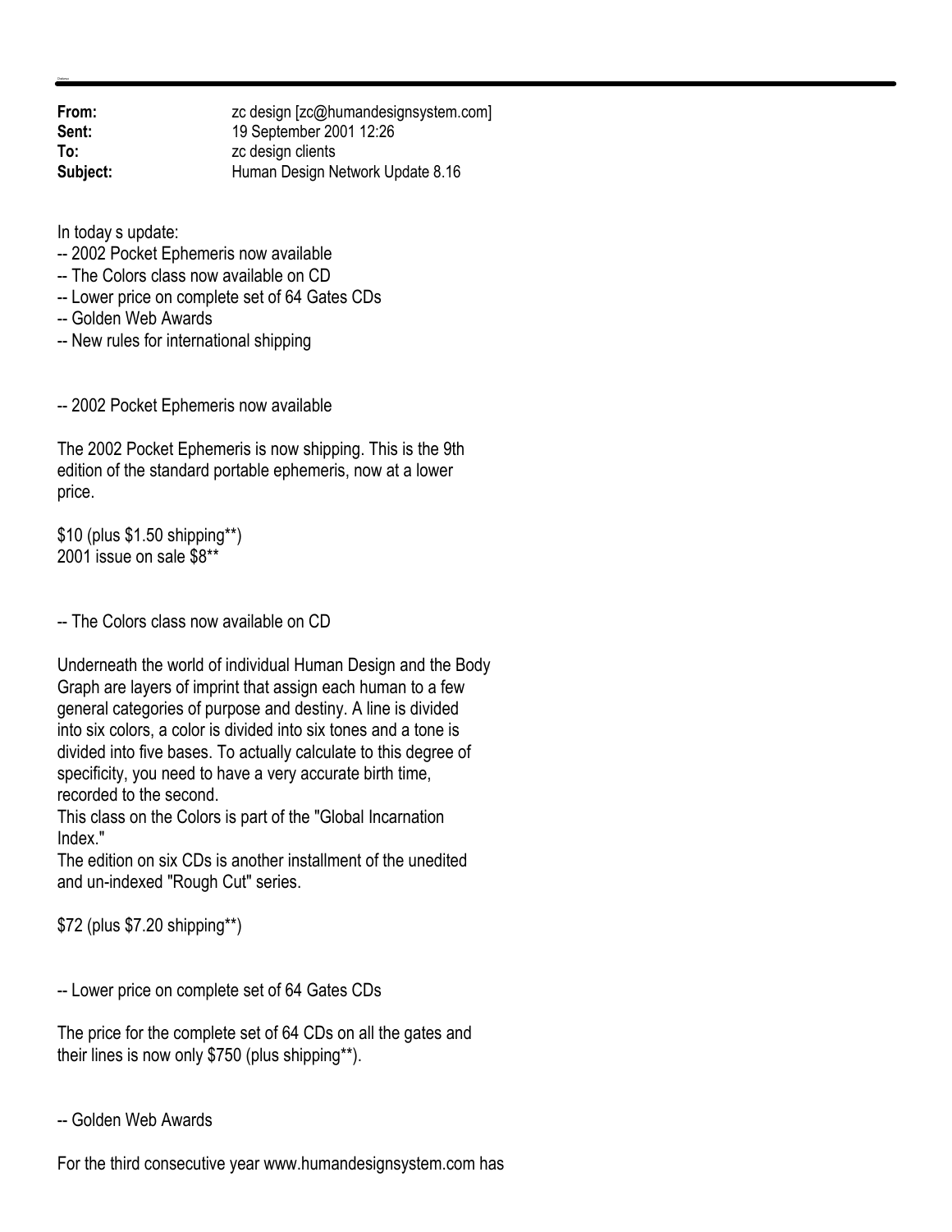| | |
|---|---|
| **From:** | zc design [zc@humandesignsystem.com] |
| **Sent:** | 19 September 2001 12:26 |
| **To:** | zc design clients |
| **Subject:** | Human Design Network Update 8.16 |

In today s update:
-- 2002 Pocket Ephemeris now available
-- The Colors class now available on CD
-- Lower price on complete set of 64 Gates CDs
-- Golden Web Awards
-- New rules for international shipping

-- 2002 Pocket Ephemeris now available

The 2002 Pocket Ephemeris is now shipping. This is the 9th edition of the standard portable ephemeris, now at a lower price.

$10 (plus $1.50 shipping**)
2001 issue on sale $8**

-- The Colors class now available on CD

Underneath the world of individual Human Design and the Body Graph are layers of imprint that assign each human to a few general categories of purpose and destiny. A line is divided into six colors, a color is divided into six tones and a tone is divided into five bases. To actually calculate to this degree of specificity, you need to have a very accurate birth time, recorded to the second.
This class on the Colors is part of the "Global Incarnation Index."
The edition on six CDs is another installment of the unedited and un-indexed "Rough Cut" series.

$72 (plus $7.20 shipping**)

-- Lower price on complete set of 64 Gates CDs

The price for the complete set of 64 CDs on all the gates and their lines is now only $750 (plus shipping**).

-- Golden Web Awards

For the third consecutive year www.humandesignsystem.com has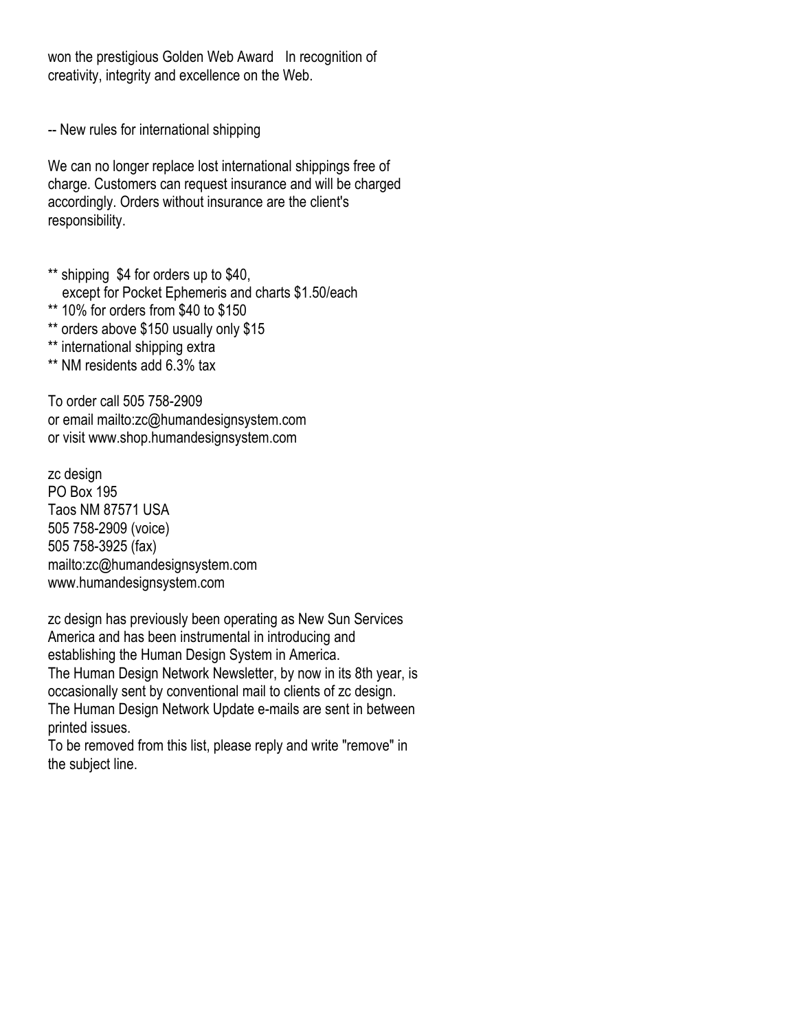won the prestigious Golden Web Award   In recognition of creativity, integrity and excellence on the Web.

-- New rules for international shipping

We can no longer replace lost international shippings free of charge. Customers can request insurance and will be charged accordingly. Orders without insurance are the client's responsibility.

** shipping  $4 for orders up to $40,
   except for Pocket Ephemeris and charts $1.50/each
** 10% for orders from $40 to $150
** orders above $150 usually only $15
** international shipping extra
** NM residents add 6.3% tax

To order call 505 758-2909
or email mailto:zc@humandesignsystem.com
or visit www.shop.humandesignsystem.com

zc design
PO Box 195
Taos NM 87571 USA
505 758-2909 (voice)
505 758-3925 (fax)
mailto:zc@humandesignsystem.com
www.humandesignsystem.com

zc design has previously been operating as New Sun Services America and has been instrumental in introducing and establishing the Human Design System in America.
The Human Design Network Newsletter, by now in its 8th year, is occasionally sent by conventional mail to clients of zc design.
The Human Design Network Update e-mails are sent in between printed issues.
To be removed from this list, please reply and write "remove" in the subject line.